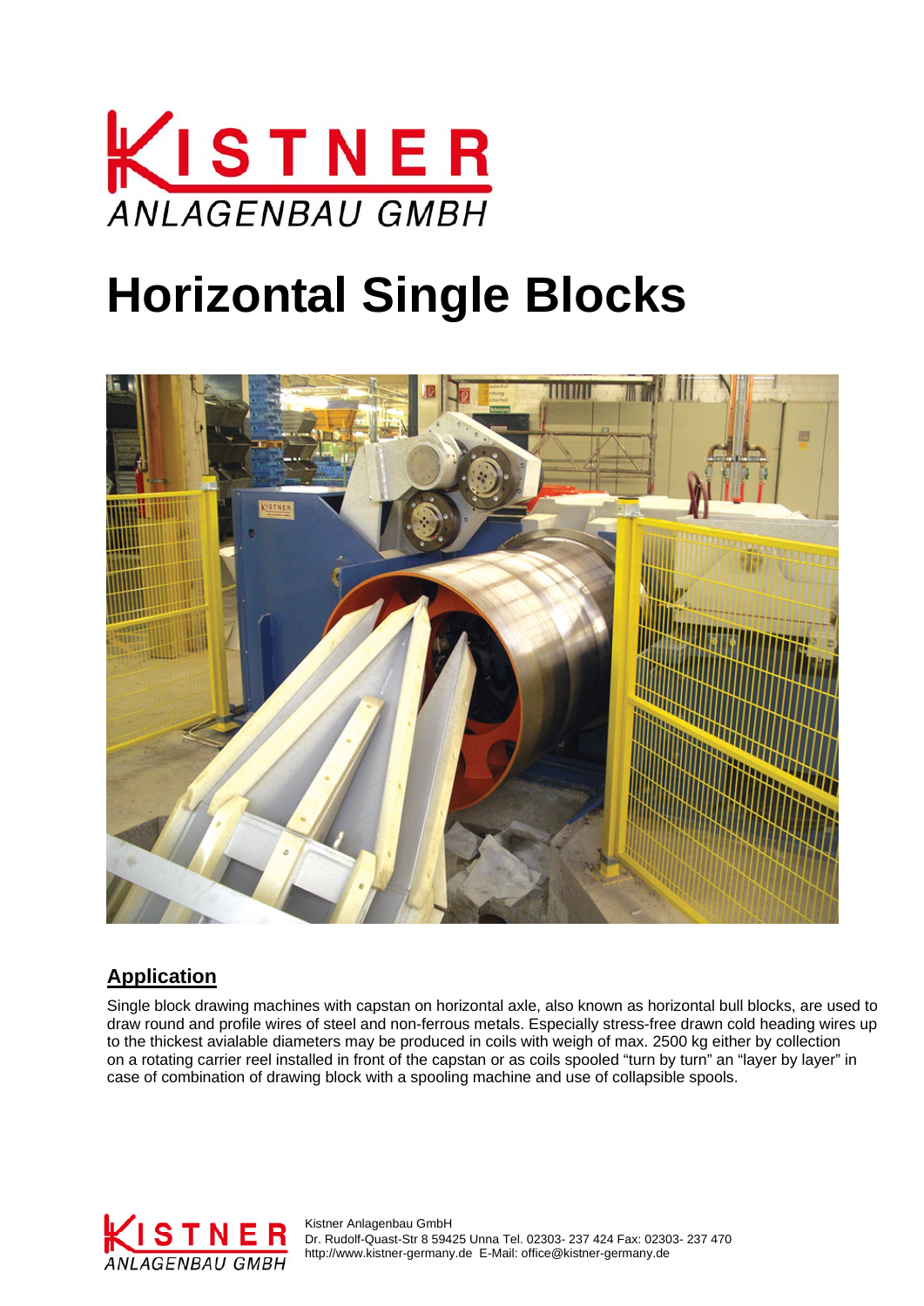KISTNER
ANLAGENBAU GMBH

# Horizontal Single Blocks

## Application

Single block drawing machines with capstan on horizontal axle, also known as horizontal bull blocks, are used to draw round and profile wires of steel and non-ferrous metals. Especially stress-free drawn cold heading wires up to the thickest avialable diameters may be produced in coils with weigh of max. 2500 kg either by collection on a rotating carrier reel installed in front of the capstan or as coils spooled “turn by turn” an “layer by layer” in case of combination of drawing block with a spooling machine and use of collapsible spools.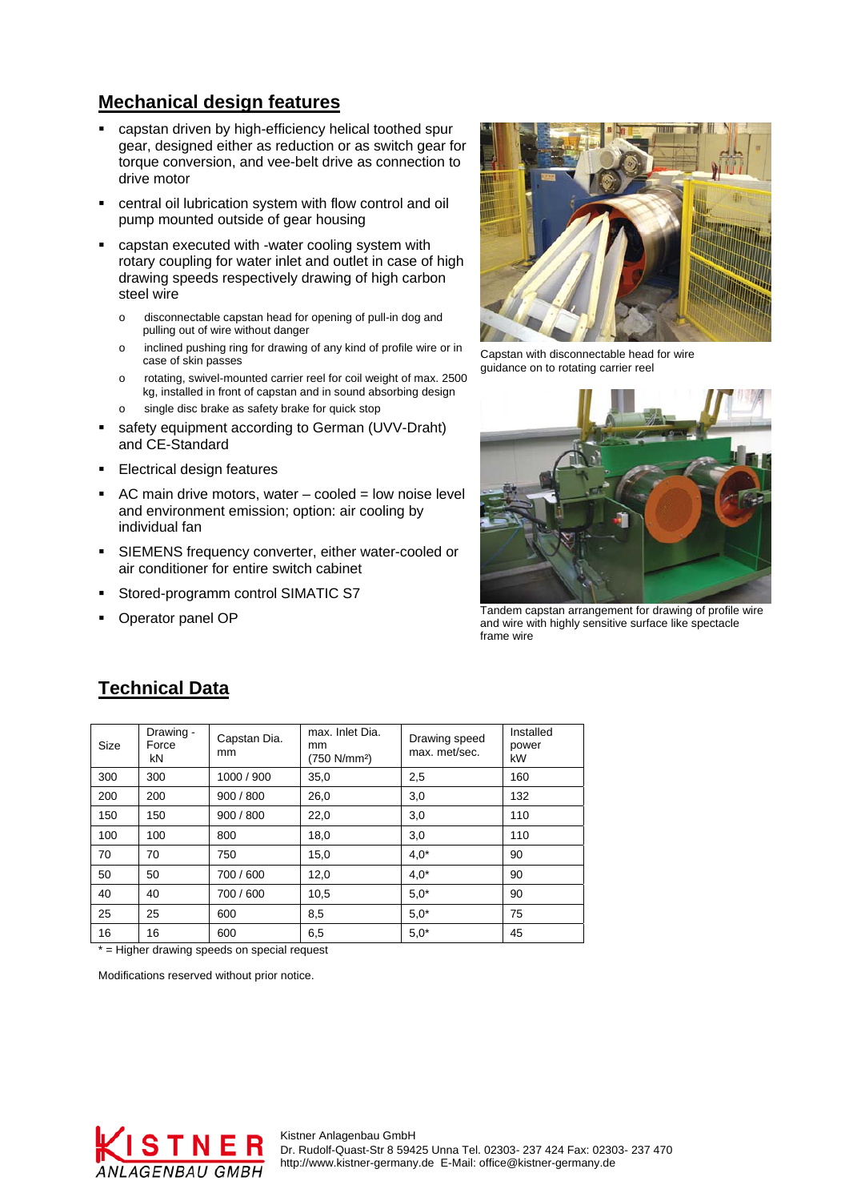## Mechanical design features

- capstan driven by high-efficiency helical toothed spur gear, designed either as reduction or as switch gear for torque conversion, and vee-belt drive as connection to drive motor
- central oil lubrication system with flow control and oil pump mounted outside of gear housing
- capstan executed with -water cooling system with rotary coupling for water inlet and outlet in case of high drawing speeds respectively drawing of high carbon steel wire
    - disconnectable capstan head for opening of pull-in dog and pulling out of wire without danger
    - inclined pushing ring for drawing of any kind of profile wire or in case of skin passes
    - rotating, swivel-mounted carrier reel for coil weight of max. 2500 kg, installed in front of capstan and in sound absorbing design
    - single disc brake as safety brake for quick stop
- safety equipment according to German (UVV-Draht) and CE-Standard
- Electrical design features
- AC main drive motors, water – cooled = low noise level and environment emission; option: air cooling by individual fan
- SIEMENS frequency converter, either water-cooled or air conditioner for entire switch cabinet
- Stored-programm control SIMATIC S7
- Operator panel OP

Capstan with disconnectable head for wire guidance on to rotating carrier reel

Tandem capstan arrangement for drawing of profile wire and wire with highly sensitive surface like spectacle frame wire

## Technical Data

| Size | Drawing - Force kN | Capstan Dia. mm | max. Inlet Dia. mm (750 N/mm²) | Drawing speed max. met/sec. | Installed power kW |
|---|---|---|---|---|---|
| 300 | 300 | 1000 / 900 | 35,0 | 2,5 | 160 |
| 200 | 200 | 900 / 800 | 26,0 | 3,0 | 132 |
| 150 | 150 | 900 / 800 | 22,0 | 3,0 | 110 |
| 100 | 100 | 800 | 18,0 | 3,0 | 110 |
| 70 | 70 | 750 | 15,0 | 4,0* | 90 |
| 50 | 50 | 700 / 600 | 12,0 | 4,0* | 90 |
| 40 | 40 | 700 / 600 | 10,5 | 5,0* | 90 |
| 25 | 25 | 600 | 8,5 | 5,0* | 75 |
| 16 | 16 | 600 | 6,5 | 5,0* | 45 |

* = Higher drawing speeds on special request

Modifications reserved without prior notice.

KISTNER ANLAGENBAU GMBH

Kistner Anlagenbau GmbH
Dr. Rudolf-Quast-Str 8 59425 Unna Tel. 02303- 237 424 Fax: 02303- 237 470
http://www.kistner-germany.de E-Mail: office@kistner-germany.de